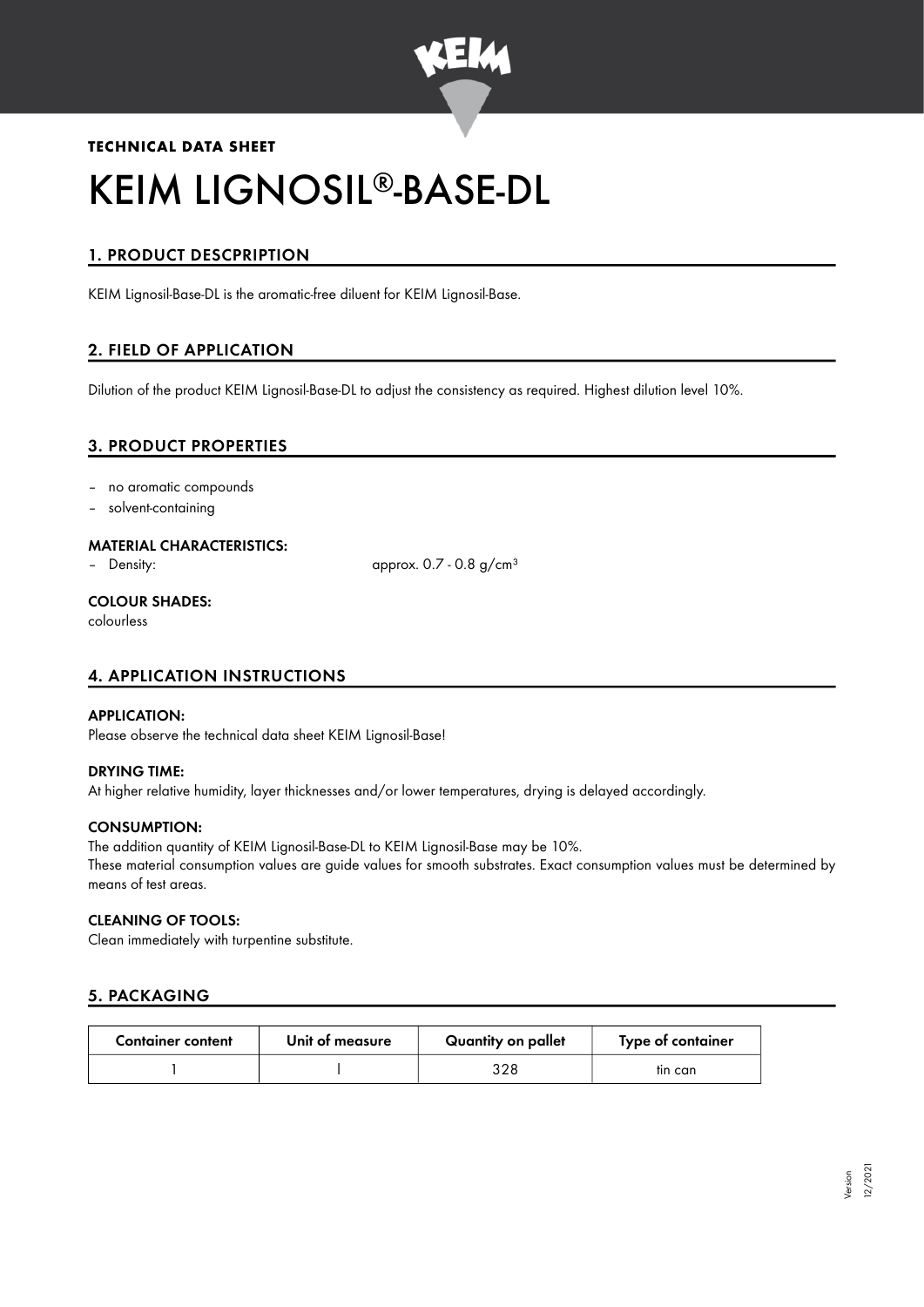**TECHNICAL DATA SHEET**

# KEIM LIGNOSIL®-BASE-DL

## 1. PRODUCT DESCPRIPTION

KEIM Lignosil-Base-DL is the aromatic-free diluent for KEIM Lignosil-Base.

## 2. FIELD OF APPLICATION

Dilution of the product KEIM Lignosil-Base-DL to adjust the consistency as required. Highest dilution level 10%.

## 3. PRODUCT PROPERTIES

- no aromatic compounds
- solvent-containing

### MATERIAL CHARACTERISTICS:

- Density: approx. 0.7 - 0.8 g/cm³

### COLOUR SHADES:

colourless

## 4. APPLICATION INSTRUCTIONS

### APPLICATION:

Please observe the technical data sheet KEIM Lignosil-Base!

### DRYING TIME:

At higher relative humidity, layer thicknesses and/or lower temperatures, drying is delayed accordingly.

### CONSUMPTION:

The addition quantity of KEIM Lignosil-Base-DL to KEIM Lignosil-Base may be 10%.
These material consumption values are guide values for smooth substrates. Exact consumption values must be determined by means of test areas.

### CLEANING OF TOOLS:

Clean immediately with turpentine substitute.

## 5. PACKAGING

| Container content | Unit of measure | Quantity on pallet | Type of container |
| --- | --- | --- | --- |
| 1 | l | 328 | tin can |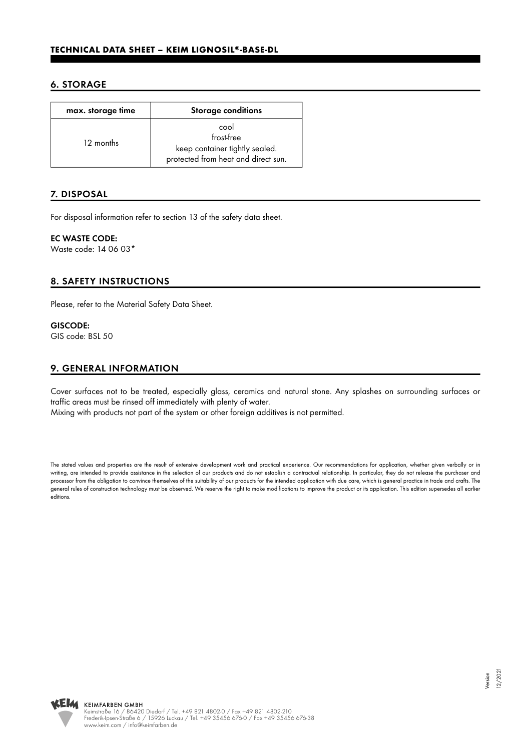## 6. STORAGE

| max. storage time | Storage conditions |
| --- | --- |
| 12 months | cool<br>frost-free<br>keep container tightly sealed.<br>protected from heat and direct sun. |

## 7. DISPOSAL

For disposal information refer to section 13 of the safety data sheet.

**EC WASTE CODE:**
Waste code: 14 06 03*

## 8. SAFETY INSTRUCTIONS

Please, refer to the Material Safety Data Sheet.

**GISCODE:**
GIS code: BSL 50

## 9. GENERAL INFORMATION

Cover surfaces not to be treated, especially glass, ceramics and natural stone. Any splashes on surrounding surfaces or traffic areas must be rinsed off immediately with plenty of water.
Mixing with products not part of the system or other foreign additives is not permitted.

The stated values and properties are the result of extensive development work and practical experience. Our recommendations for application, whether given verbally or in writing, are intended to provide assistance in the selection of our products and do not establish a contractual relationship. In particular, they do not release the purchaser and processor from the obligation to convince themselves of the suitability of our products for the intended application with due care, which is general practice in trade and crafts. The general rules of construction technology must be observed. We reserve the right to make modifications to improve the product or its application. This edition supersedes all earlier editions.

KEIMFARBEN GMBH
Keimstraße 16 / 86420 Diedorf / Tel. +49 821 4802-0 / Fax +49 821 4802-210
Frederik-Ipsen-Straße 6 / 15926 Luckau / Tel. +49 35456 676-0 / Fax +49 35456 676-38
www.keim.com / info@keimfarben.de

Version 12/2021